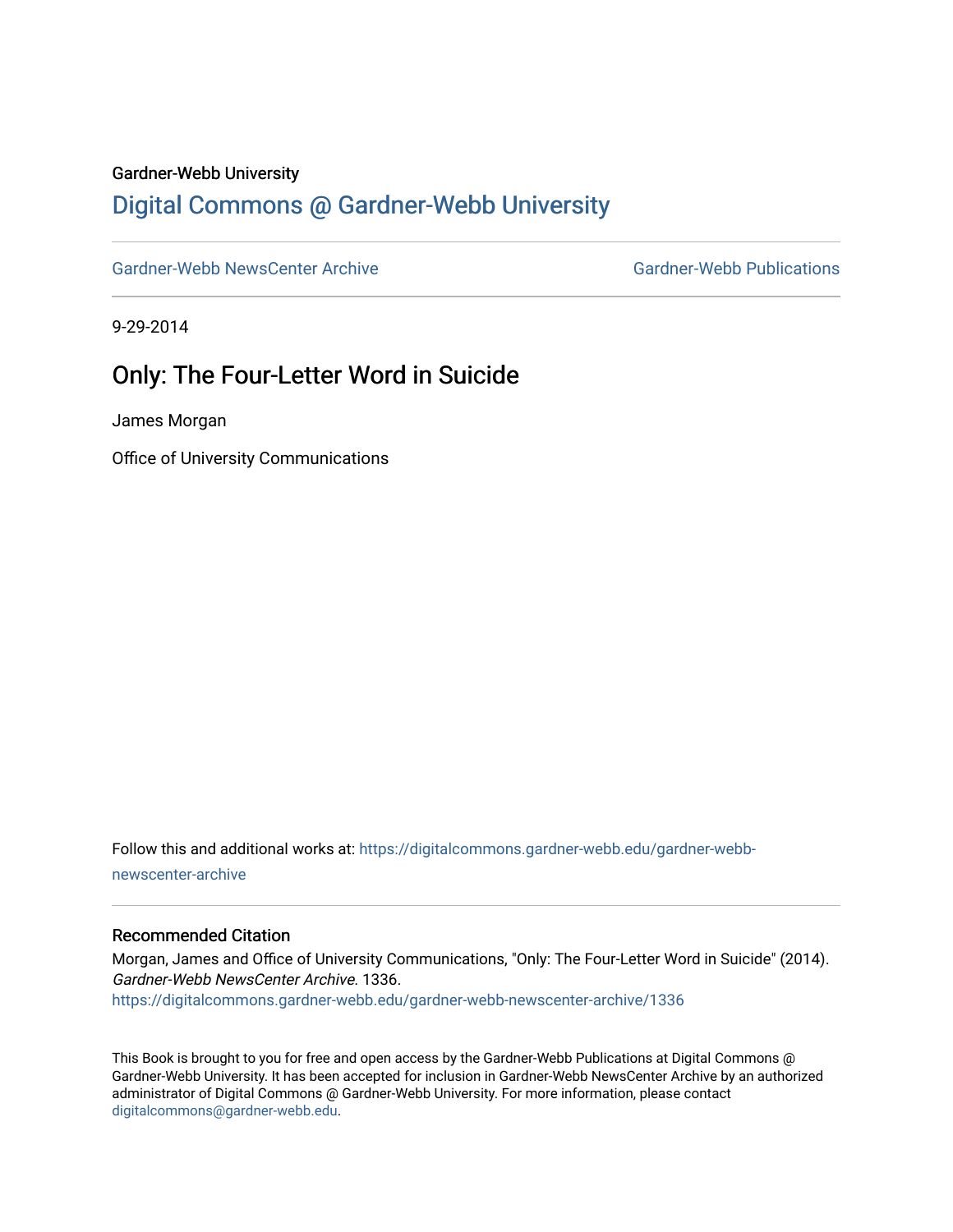Gardner-Webb University

# Digital Commons @ Gardner-Webb University

Gardner-Webb NewsCenter Archive | Gardner-Webb Publications

9-29-2014

## Only: The Four-Letter Word in Suicide

James Morgan

Office of University Communications

Follow this and additional works at: https://digitalcommons.gardner-webb.edu/gardner-webb-newscenter-archive

### Recommended Citation

Morgan, James and Office of University Communications, "Only: The Four-Letter Word in Suicide" (2014). *Gardner-Webb NewsCenter Archive*. 1336.
https://digitalcommons.gardner-webb.edu/gardner-webb-newscenter-archive/1336

This Book is brought to you for free and open access by the Gardner-Webb Publications at Digital Commons @ Gardner-Webb University. It has been accepted for inclusion in Gardner-Webb NewsCenter Archive by an authorized administrator of Digital Commons @ Gardner-Webb University. For more information, please contact digitalcommons@gardner-webb.edu.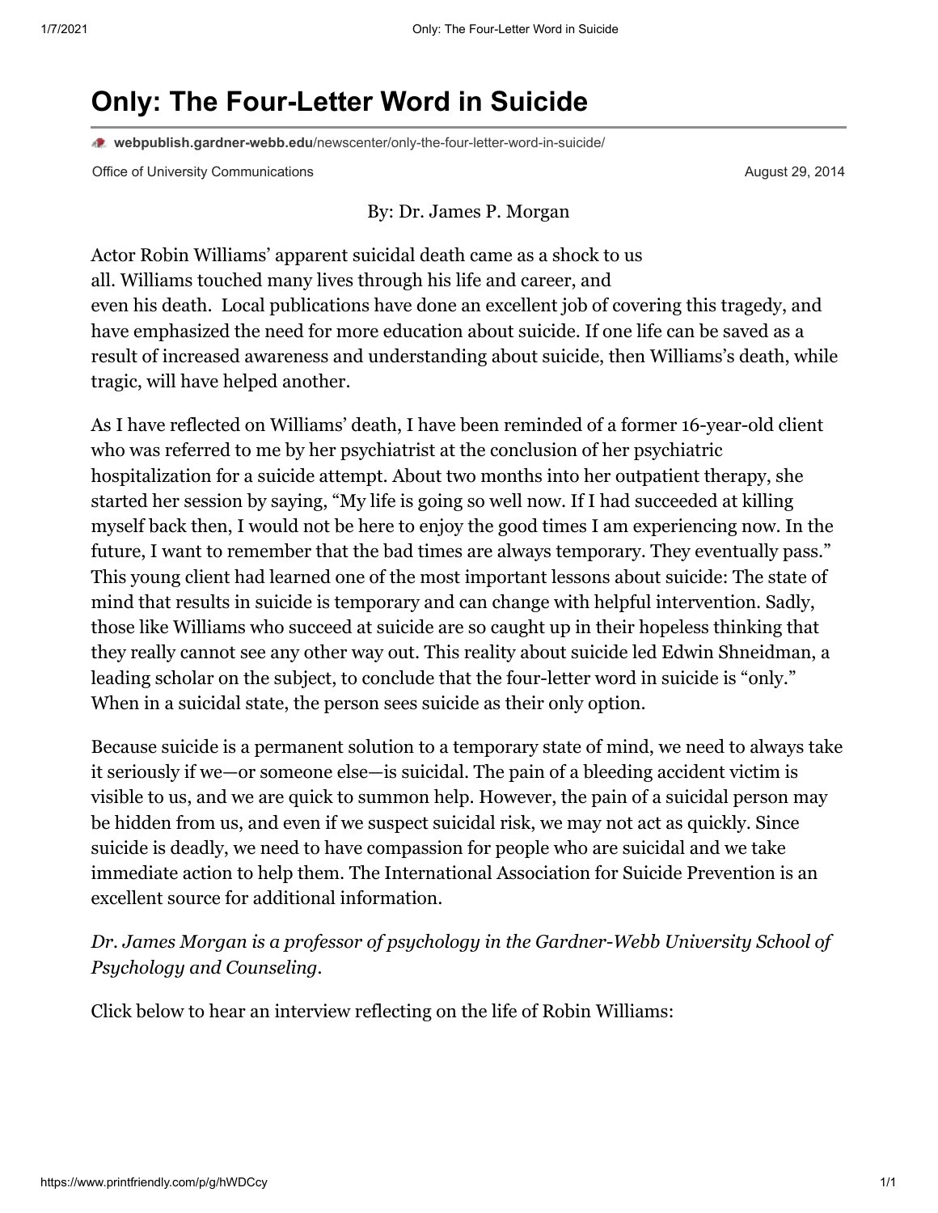# Only: The Four-Letter Word in Suicide

webpublish.gardner-webb.edu/newscenter/only-the-four-letter-word-in-suicide/

Office of University Communications August 29, 2014

By: Dr. James P. Morgan

Actor Robin Williams' apparent suicidal death came as a shock to us all. Williams touched many lives through his life and career, and even his death. Local publications have done an excellent job of covering this tragedy, and have emphasized the need for more education about suicide. If one life can be saved as a result of increased awareness and understanding about suicide, then Williams's death, while tragic, will have helped another.

As I have reflected on Williams' death, I have been reminded of a former 16-year-old client who was referred to me by her psychiatrist at the conclusion of her psychiatric hospitalization for a suicide attempt. About two months into her outpatient therapy, she started her session by saying, "My life is going so well now. If I had succeeded at killing myself back then, I would not be here to enjoy the good times I am experiencing now. In the future, I want to remember that the bad times are always temporary. They eventually pass." This young client had learned one of the most important lessons about suicide: The state of mind that results in suicide is temporary and can change with helpful intervention. Sadly, those like Williams who succeed at suicide are so caught up in their hopeless thinking that they really cannot see any other way out. This reality about suicide led Edwin Shneidman, a leading scholar on the subject, to conclude that the four-letter word in suicide is "only." When in a suicidal state, the person sees suicide as their only option.

Because suicide is a permanent solution to a temporary state of mind, we need to always take it seriously if we—or someone else—is suicidal. The pain of a bleeding accident victim is visible to us, and we are quick to summon help. However, the pain of a suicidal person may be hidden from us, and even if we suspect suicidal risk, we may not act as quickly. Since suicide is deadly, we need to have compassion for people who are suicidal and we take immediate action to help them. The International Association for Suicide Prevention is an excellent source for additional information.

*Dr. James Morgan is a professor of psychology in the Gardner-Webb University School of Psychology and Counseling.*

Click below to hear an interview reflecting on the life of Robin Williams: